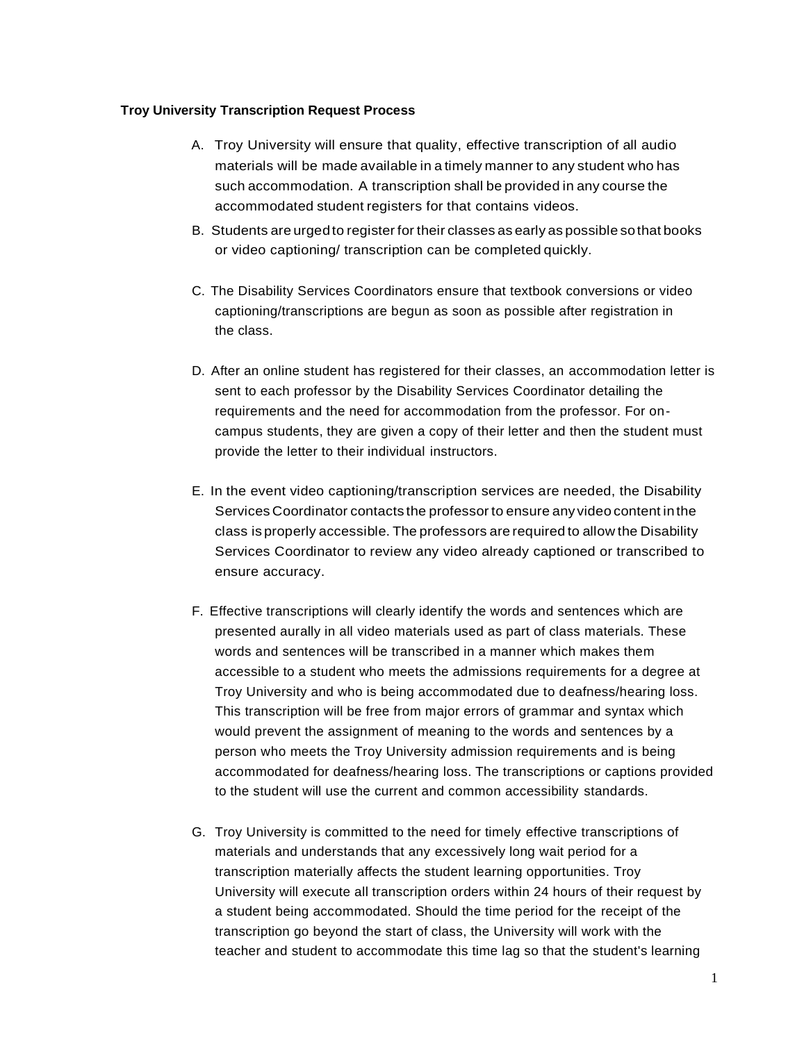**Troy University Transcription Request Process**

A. Troy University will ensure that quality, effective transcription of all audio materials will be made available in a timely manner to any student who has such accommodation. A transcription shall be provided in any course the accommodated student registers for that contains videos.

B. Students are urged to register for their classes as early as possible so that books or video captioning/ transcription can be completed quickly.

C. The Disability Services Coordinators ensure that textbook conversions or video captioning/transcriptions are begun as soon as possible after registration in the class.

D. After an online student has registered for their classes, an accommodation letter is sent to each professor by the Disability Services Coordinator detailing the requirements and the need for accommodation from the professor. For on-campus students, they are given a copy of their letter and then the student must provide the letter to their individual instructors.

E. In the event video captioning/transcription services are needed, the Disability Services Coordinator contacts the professor to ensure any video content in the class is properly accessible. The professors are required to allow the Disability Services Coordinator to review any video already captioned or transcribed to ensure accuracy.

F. Effective transcriptions will clearly identify the words and sentences which are presented aurally in all video materials used as part of class materials. These words and sentences will be transcribed in a manner which makes them accessible to a student who meets the admissions requirements for a degree at Troy University and who is being accommodated due to deafness/hearing loss. This transcription will be free from major errors of grammar and syntax which would prevent the assignment of meaning to the words and sentences by a person who meets the Troy University admission requirements and is being accommodated for deafness/hearing loss. The transcriptions or captions provided to the student will use the current and common accessibility standards.

G. Troy University is committed to the need for timely effective transcriptions of materials and understands that any excessively long wait period for a transcription materially affects the student learning opportunities. Troy University will execute all transcription orders within 24 hours of their request by a student being accommodated. Should the time period for the receipt of the transcription go beyond the start of class, the University will work with the teacher and student to accommodate this time lag so that the student's learning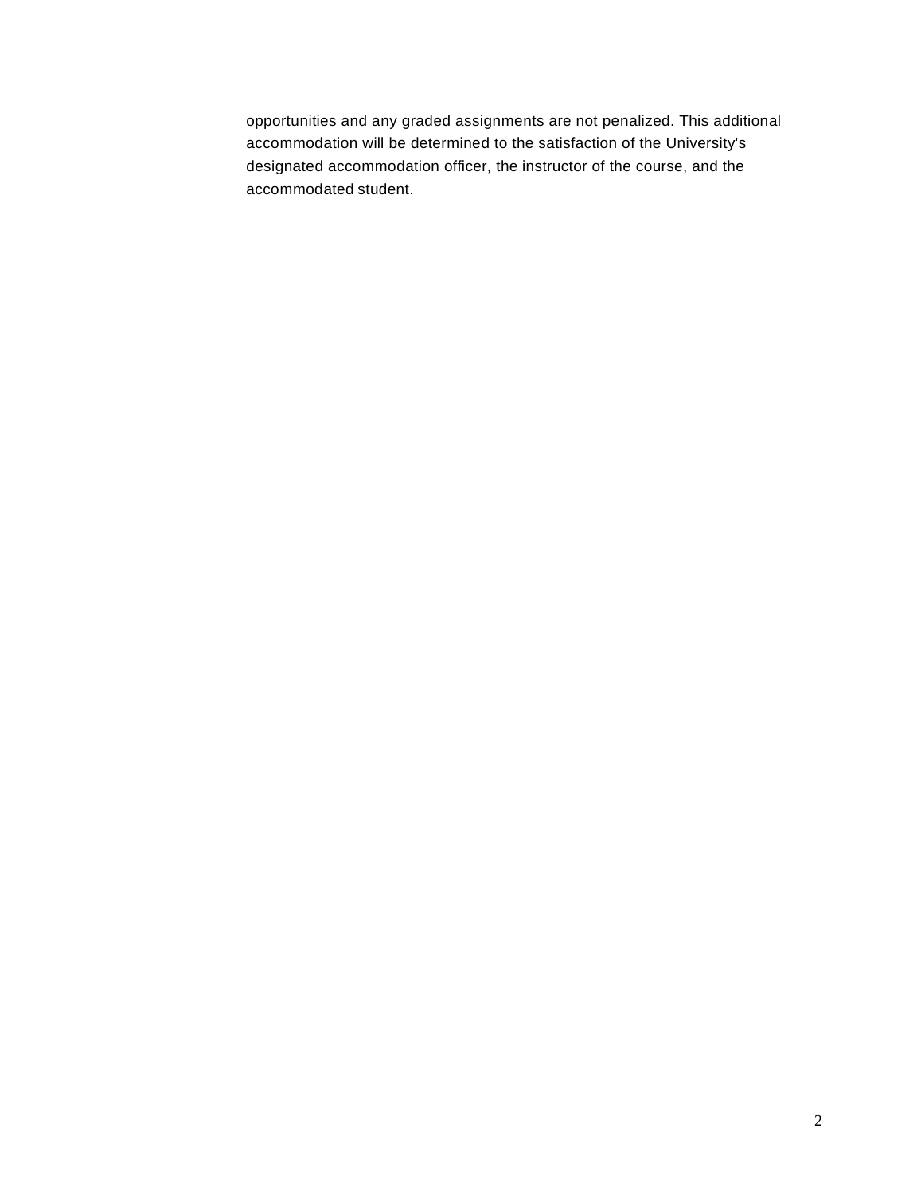opportunities and any graded assignments are not penalized. This additional accommodation will be determined to the satisfaction of the University's designated accommodation officer, the instructor of the course, and the accommodated student.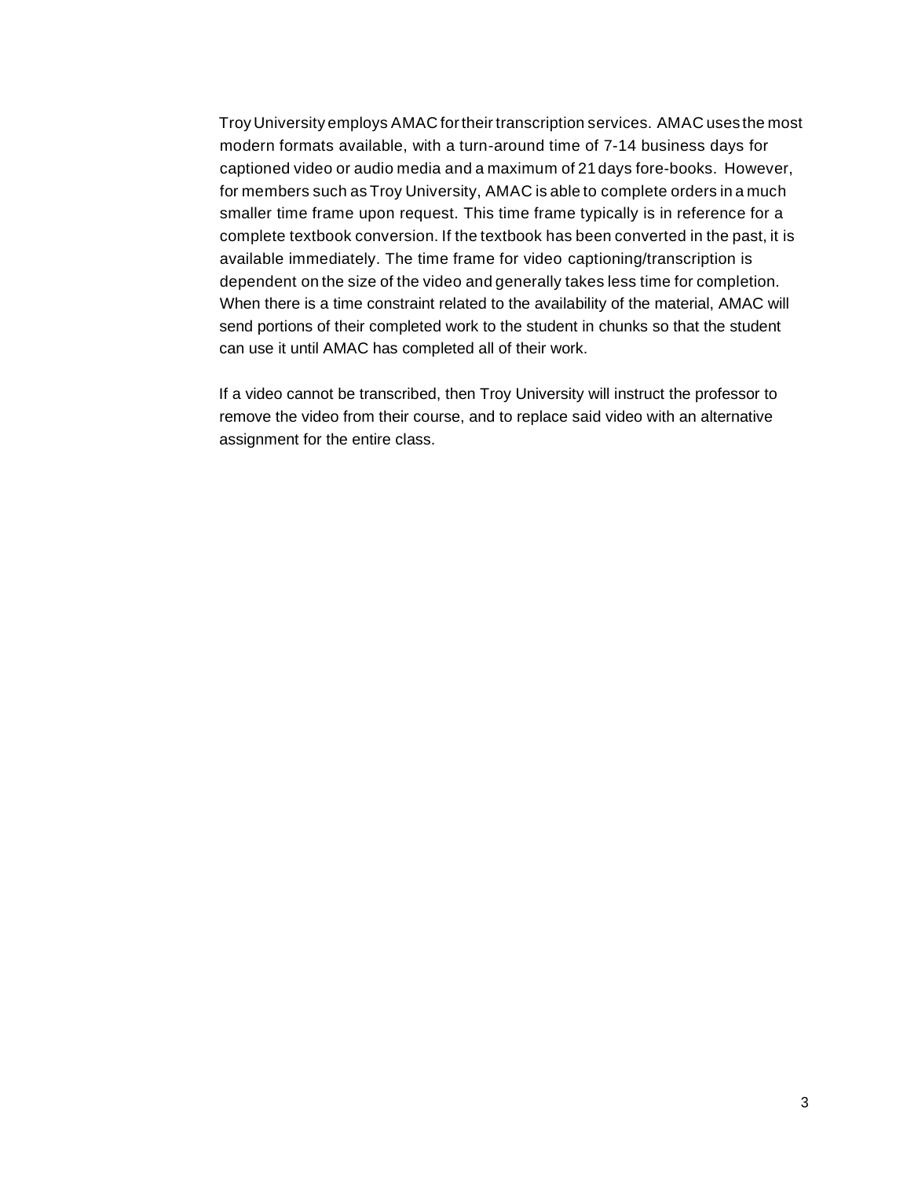Troy University employs AMAC for their transcription services. AMAC uses the most modern formats available, with a turn-around time of 7-14 business days for captioned video or audio media and a maximum of 21 days fore-books. However, for members such as Troy University, AMAC is able to complete orders in a much smaller time frame upon request. This time frame typically is in reference for a complete textbook conversion. If the textbook has been converted in the past, it is available immediately. The time frame for video captioning/transcription is dependent on the size of the video and generally takes less time for completion. When there is a time constraint related to the availability of the material, AMAC will send portions of their completed work to the student in chunks so that the student can use it until AMAC has completed all of their work.

If a video cannot be transcribed, then Troy University will instruct the professor to remove the video from their course, and to replace said video with an alternative assignment for the entire class.